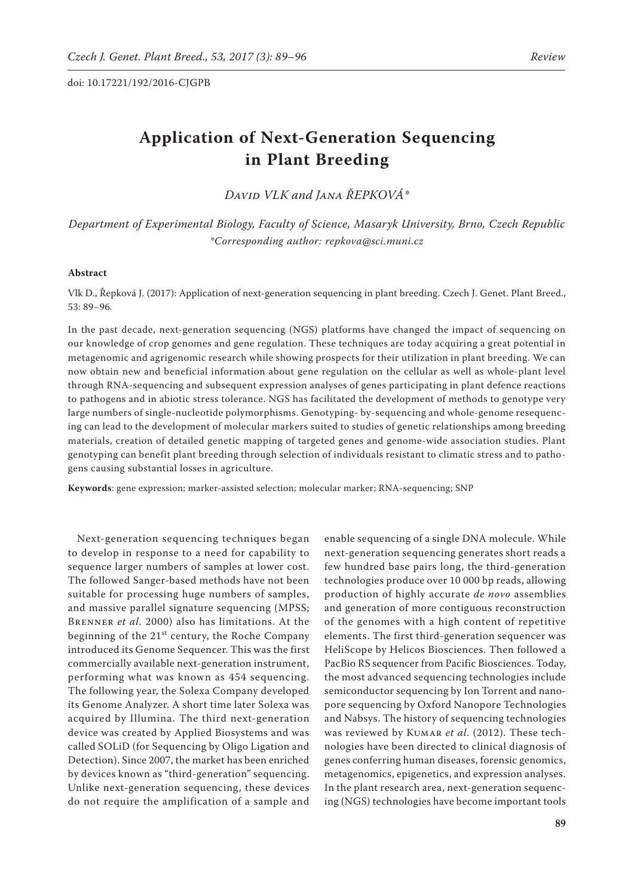doi: 10.17221/192/2016-CJGPB

# Application of Next-Generation Sequencing in Plant Breeding

*David VLK and Jana ŘEPKOVÁ\**

*Department of Experimental Biology, Faculty of Science, Masaryk University, Brno, Czech Republic*
*\*Corresponding author: repkova@sci.muni.cz*

**Abstract**

Vlk D., Řepková J. (2017): Application of next-generation sequencing in plant breeding. Czech J. Genet. Plant Breed., 53: 89–96.

In the past decade, next-generation sequencing (NGS) platforms have changed the impact of sequencing on our knowledge of crop genomes and gene regulation. These techniques are today acquiring a great potential in metagenomic and agrigenomic research while showing prospects for their utilization in plant breeding. We can now obtain new and beneficial information about gene regulation on the cellular as well as whole-plant level through RNA-sequencing and subsequent expression analyses of genes participating in plant defence reactions to pathogens and in abiotic stress tolerance. NGS has facilitated the development of methods to genotype very large numbers of single-nucleotide polymorphisms. Genotyping- by-sequencing and whole-genome resequencing can lead to the development of molecular markers suited to studies of genetic relationships among breeding materials, creation of detailed genetic mapping of targeted genes and genome-wide association studies. Plant genotyping can benefit plant breeding through selection of individuals resistant to climatic stress and to pathogens causing substantial losses in agriculture.

**Keywords**: gene expression; marker-assisted selection; molecular marker; RNA-sequencing; SNP

Next-generation sequencing techniques began to develop in response to a need for capability to sequence larger numbers of samples at lower cost. The followed Sanger-based methods have not been suitable for processing huge numbers of samples, and massive parallel signature sequencing (MPSS; Brenner *et al.* 2000) also has limitations. At the beginning of the 21[st] century, the Roche Company introduced its Genome Sequencer. This was the first commercially available next-generation instrument, performing what was known as 454 sequencing. The following year, the Solexa Company developed its Genome Analyzer. A short time later Solexa was acquired by Illumina. The third next-generation device was created by Applied Biosystems and was called SOLiD (for Sequencing by Oligo Ligation and Detection). Since 2007, the market has been enriched by devices known as "third-generation" sequencing. Unlike next-generation sequencing, these devices do not require the amplification of a sample and enable sequencing of a single DNA molecule. While next-generation sequencing generates short reads a few hundred base pairs long, the third-generation technologies produce over 10 000 bp reads, allowing production of highly accurate *de novo* assemblies and generation of more contiguous reconstruction of the genomes with a high content of repetitive elements. The first third-generation sequencer was HeliScope by Helicos Biosciences. Then followed a PacBio RS sequencer from Pacific Biosciences. Today, the most advanced sequencing technologies include semiconductor sequencing by Ion Torrent and nanopore sequencing by Oxford Nanopore Technologies and Nabsys. The history of sequencing technologies was reviewed by Kumar *et al.* (2012). These technologies have been directed to clinical diagnosis of genes conferring human diseases, forensic genomics, metagenomics, epigenetics, and expression analyses. In the plant research area, next-generation sequencing (NGS) technologies have become important tools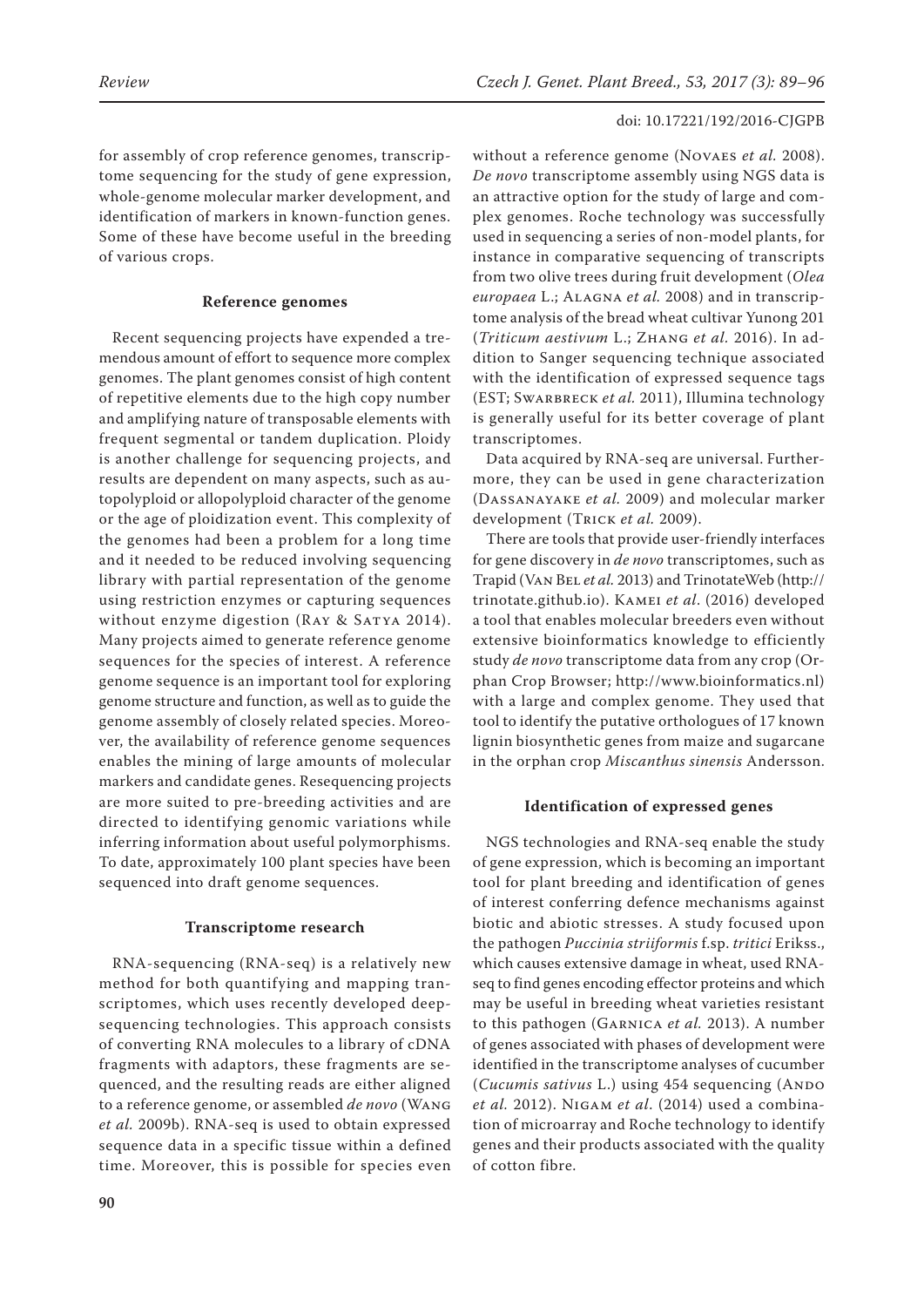for assembly of crop reference genomes, transcriptome sequencing for the study of gene expression, whole-genome molecular marker development, and identification of markers in known-function genes. Some of these have become useful in the breeding of various crops.

### Reference genomes

Recent sequencing projects have expended a tremendous amount of effort to sequence more complex genomes. The plant genomes consist of high content of repetitive elements due to the high copy number and amplifying nature of transposable elements with frequent segmental or tandem duplication. Ploidy is another challenge for sequencing projects, and results are dependent on many aspects, such as autopolyploid or allopolyploid character of the genome or the age of ploidization event. This complexity of the genomes had been a problem for a long time and it needed to be reduced involving sequencing library with partial representation of the genome using restriction enzymes or capturing sequences without enzyme digestion (Ray & Satya 2014). Many projects aimed to generate reference genome sequences for the species of interest. A reference genome sequence is an important tool for exploring genome structure and function, as well as to guide the genome assembly of closely related species. Moreover, the availability of reference genome sequences enables the mining of large amounts of molecular markers and candidate genes. Resequencing projects are more suited to pre-breeding activities and are directed to identifying genomic variations while inferring information about useful polymorphisms. To date, approximately 100 plant species have been sequenced into draft genome sequences.

### Transcriptome research

RNA-sequencing (RNA-seq) is a relatively new method for both quantifying and mapping transcriptomes, which uses recently developed deep-sequencing technologies. This approach consists of converting RNA molecules to a library of cDNA fragments with adaptors, these fragments are sequenced, and the resulting reads are either aligned to a reference genome, or assembled *de novo* (Wang *et al.* 2009b). RNA-seq is used to obtain expressed sequence data in a specific tissue within a defined time. Moreover, this is possible for species even without a reference genome (Novaes *et al.* 2008). *De novo* transcriptome assembly using NGS data is an attractive option for the study of large and complex genomes. Roche technology was successfully used in sequencing a series of non-model plants, for instance in comparative sequencing of transcripts from two olive trees during fruit development (*Olea europaea* L.; Alagna *et al.* 2008) and in transcriptome analysis of the bread wheat cultivar Yunong 201 (*Triticum aestivum* L.; Zhang *et al.* 2016). In addition to Sanger sequencing technique associated with the identification of expressed sequence tags (EST; Swarbreck *et al.* 2011), Illumina technology is generally useful for its better coverage of plant transcriptomes.

Data acquired by RNA-seq are universal. Furthermore, they can be used in gene characterization (Dassanayake *et al.* 2009) and molecular marker development (Trick *et al.* 2009).

There are tools that provide user-friendly interfaces for gene discovery in *de novo* transcriptomes, such as Trapid (Van Bel *et al.* 2013) and TrinotateWeb (http://trinotate.github.io). Kamei *et al*. (2016) developed a tool that enables molecular breeders even without extensive bioinformatics knowledge to efficiently study *de novo* transcriptome data from any crop (Orphan Crop Browser; http://www.bioinformatics.nl) with a large and complex genome. They used that tool to identify the putative orthologues of 17 known lignin biosynthetic genes from maize and sugarcane in the orphan crop *Miscanthus sinensis* Andersson.

### Identification of expressed genes

NGS technologies and RNA-seq enable the study of gene expression, which is becoming an important tool for plant breeding and identification of genes of interest conferring defence mechanisms against biotic and abiotic stresses. A study focused upon the pathogen *Puccinia striiformis* f.sp. *tritici* Erikss., which causes extensive damage in wheat, used RNA-seq to find genes encoding effector proteins and which may be useful in breeding wheat varieties resistant to this pathogen (Garnica *et al.* 2013). A number of genes associated with phases of development were identified in the transcriptome analyses of cucumber (*Cucumis sativus* L.) using 454 sequencing (Ando *et al.* 2012). Nigam *et al*. (2014) used a combination of microarray and Roche technology to identify genes and their products associated with the quality of cotton fibre.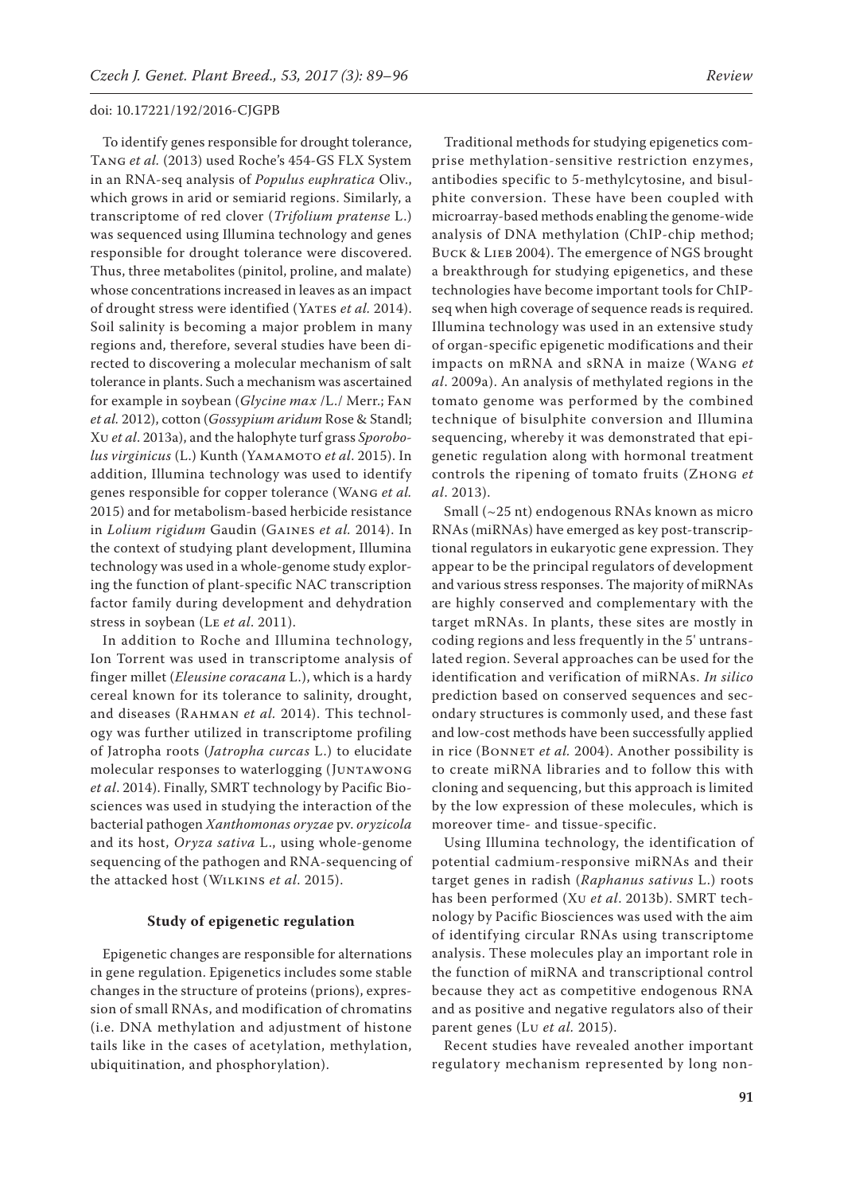To identify genes responsible for drought tolerance, Tang *et al.* (2013) used Roche's 454-GS FLX System in an RNA-seq analysis of *Populus euphratica* Oliv., which grows in arid or semiarid regions. Similarly, a transcriptome of red clover (*Trifolium pratense* L.) was sequenced using Illumina technology and genes responsible for drought tolerance were discovered. Thus, three metabolites (pinitol, proline, and malate) whose concentrations increased in leaves as an impact of drought stress were identified (Yates *et al.* 2014). Soil salinity is becoming a major problem in many regions and, therefore, several studies have been directed to discovering a molecular mechanism of salt tolerance in plants. Such a mechanism was ascertained for example in soybean (*Glycine max* /L./ Merr.; Fan *et al.* 2012), cotton (*Gossypium aridum* Rose & Standl; Xu *et al*. 2013a), and the halophyte turf grass *Sporobolus virginicus* (L.) Kunth (Yamamoto *et al*. 2015). In addition, Illumina technology was used to identify genes responsible for copper tolerance (Wang *et al.* 2015) and for metabolism-based herbicide resistance in *Lolium rigidum* Gaudin (Gaines *et al.* 2014). In the context of studying plant development, Illumina technology was used in a whole-genome study exploring the function of plant-specific NAC transcription factor family during development and dehydration stress in soybean (Le *et al*. 2011).

In addition to Roche and Illumina technology, Ion Torrent was used in transcriptome analysis of finger millet (*Eleusine coracana* L.), which is a hardy cereal known for its tolerance to salinity, drought, and diseases (Rahman *et al.* 2014). This technology was further utilized in transcriptome profiling of Jatropha roots (*Jatropha curcas* L.) to elucidate molecular responses to waterlogging (Juntawong *et al*. 2014). Finally, SMRT technology by Pacific Biosciences was used in studying the interaction of the bacterial pathogen *Xanthomonas oryzae* pv. *oryzicola* and its host, *Oryza sativa* L., using whole-genome sequencing of the pathogen and RNA-sequencing of the attacked host (Wilkins *et al*. 2015).

## Study of epigenetic regulation

Epigenetic changes are responsible for alternations in gene regulation. Epigenetics includes some stable changes in the structure of proteins (prions), expression of small RNAs, and modification of chromatins (i.e. DNA methylation and adjustment of histone tails like in the cases of acetylation, methylation, ubiquitination, and phosphorylation).

Traditional methods for studying epigenetics comprise methylation-sensitive restriction enzymes, antibodies specific to 5-methylcytosine, and bisulphite conversion. These have been coupled with microarray-based methods enabling the genome-wide analysis of DNA methylation (ChIP-chip method; Buck & Lieb 2004). The emergence of NGS brought a breakthrough for studying epigenetics, and these technologies have become important tools for ChIP-seq when high coverage of sequence reads is required. Illumina technology was used in an extensive study of organ-specific epigenetic modifications and their impacts on mRNA and sRNA in maize (Wang *et al*. 2009a). An analysis of methylated regions in the tomato genome was performed by the combined technique of bisulphite conversion and Illumina sequencing, whereby it was demonstrated that epigenetic regulation along with hormonal treatment controls the ripening of tomato fruits (Zhong *et al*. 2013).

Small (~25 nt) endogenous RNAs known as micro RNAs (miRNAs) have emerged as key post-transcriptional regulators in eukaryotic gene expression. They appear to be the principal regulators of development and various stress responses. The majority of miRNAs are highly conserved and complementary with the target mRNAs. In plants, these sites are mostly in coding regions and less frequently in the 5' untranslated region. Several approaches can be used for the identification and verification of miRNAs. *In silico* prediction based on conserved sequences and secondary structures is commonly used, and these fast and low-cost methods have been successfully applied in rice (Bonnet *et al.* 2004). Another possibility is to create miRNA libraries and to follow this with cloning and sequencing, but this approach is limited by the low expression of these molecules, which is moreover time- and tissue-specific.

Using Illumina technology, the identification of potential cadmium-responsive miRNAs and their target genes in radish (*Raphanus sativus* L.) roots has been performed (Xu *et al*. 2013b). SMRT technology by Pacific Biosciences was used with the aim of identifying circular RNAs using transcriptome analysis. These molecules play an important role in the function of miRNA and transcriptional control because they act as competitive endogenous RNA and as positive and negative regulators also of their parent genes (Lu *et al.* 2015).

Recent studies have revealed another important regulatory mechanism represented by long non-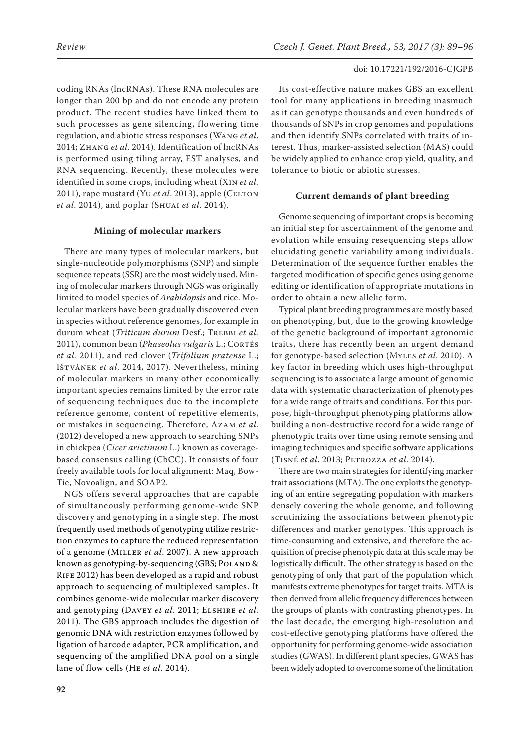coding RNAs (lncRNAs). These RNA molecules are longer than 200 bp and do not encode any protein product. The recent studies have linked them to such processes as gene silencing, flowering time regulation, and abiotic stress responses (Wang *et al*. 2014; Zhang *et al*. 2014). Identification of lncRNAs is performed using tiling array, EST analyses, and RNA sequencing. Recently, these molecules were identified in some crops, including wheat (Xin *et al.* 2011), rape mustard (Yu *et al*. 2013), apple (Celton *et al*. 2014), and poplar (Shuai *et al*. 2014).

### Mining of molecular markers

There are many types of molecular markers, but single-nucleotide polymorphisms (SNP) and simple sequence repeats (SSR) are the most widely used. Mining of molecular markers through NGS was originally limited to model species of *Arabidopsis* and rice. Molecular markers have been gradually discovered even in species without reference genomes, for example in durum wheat (*Triticum durum* Desf.; Trebbi *et al.* 2011), common bean (*Phaseolus vulgaris* L.; Cortés *et al.* 2011), and red clover (*Trifolium pratense* L.; Ištvánek *et al*. 2014, 2017). Nevertheless, mining of molecular markers in many other economically important species remains limited by the error rate of sequencing techniques due to the incomplete reference genome, content of repetitive elements, or mistakes in sequencing. Therefore, Azam *et al.* (2012) developed a new approach to searching SNPs in chickpea (*Cicer arietinum* L.) known as coverage-based consensus calling (CbCC). It consists of four freely available tools for local alignment: Maq, BowTie, Novoalign, and SOAP2.

NGS offers several approaches that are capable of simultaneously performing genome-wide SNP discovery and genotyping in a single step. The most frequently used methods of genotyping utilize restriction enzymes to capture the reduced representation of a genome (Miller *et al*. 2007). A new approach known as genotyping-by-sequencing (GBS; Poland & Rife 2012) has been developed as a rapid and robust approach to sequencing of multiplexed samples. It combines genome-wide molecular marker discovery and genotyping (Davey *et al.* 2011; Elshire *et al.* 2011). The GBS approach includes the digestion of genomic DNA with restriction enzymes followed by ligation of barcode adapter, PCR amplification, and sequencing of the amplified DNA pool on a single lane of flow cells (He *et al*. 2014).

Its cost-effective nature makes GBS an excellent tool for many applications in breeding inasmuch as it can genotype thousands and even hundreds of thousands of SNPs in crop genomes and populations and then identify SNPs correlated with traits of interest. Thus, marker-assisted selection (MAS) could be widely applied to enhance crop yield, quality, and tolerance to biotic or abiotic stresses.

### Current demands of plant breeding

Genome sequencing of important crops is becoming an initial step for ascertainment of the genome and evolution while ensuing resequencing steps allow elucidating genetic variability among individuals. Determination of the sequence further enables the targeted modification of specific genes using genome editing or identification of appropriate mutations in order to obtain a new allelic form.

Typical plant breeding programmes are mostly based on phenotyping, but, due to the growing knowledge of the genetic background of important agronomic traits, there has recently been an urgent demand for genotype-based selection (Myles *et al*. 2010). A key factor in breeding which uses high-throughput sequencing is to associate a large amount of genomic data with systematic characterization of phenotypes for a wide range of traits and conditions. For this purpose, high-throughput phenotyping platforms allow building a non-destructive record for a wide range of phenotypic traits over time using remote sensing and imaging techniques and specific software applications (Tisné *et al*. 2013; Petrozza *et al*. 2014).

There are two main strategies for identifying marker trait associations (MTA). The one exploits the genotyping of an entire segregating population with markers densely covering the whole genome, and following scrutinizing the associations between phenotypic differences and marker genotypes. This approach is time-consuming and extensive, and therefore the acquisition of precise phenotypic data at this scale may be logistically difficult. The other strategy is based on the genotyping of only that part of the population which manifests extreme phenotypes for target traits. MTA is then derived from allelic frequency differences between the groups of plants with contrasting phenotypes. In the last decade, the emerging high-resolution and cost-effective genotyping platforms have offered the opportunity for performing genome-wide association studies (GWAS). In different plant species, GWAS has been widely adopted to overcome some of the limitation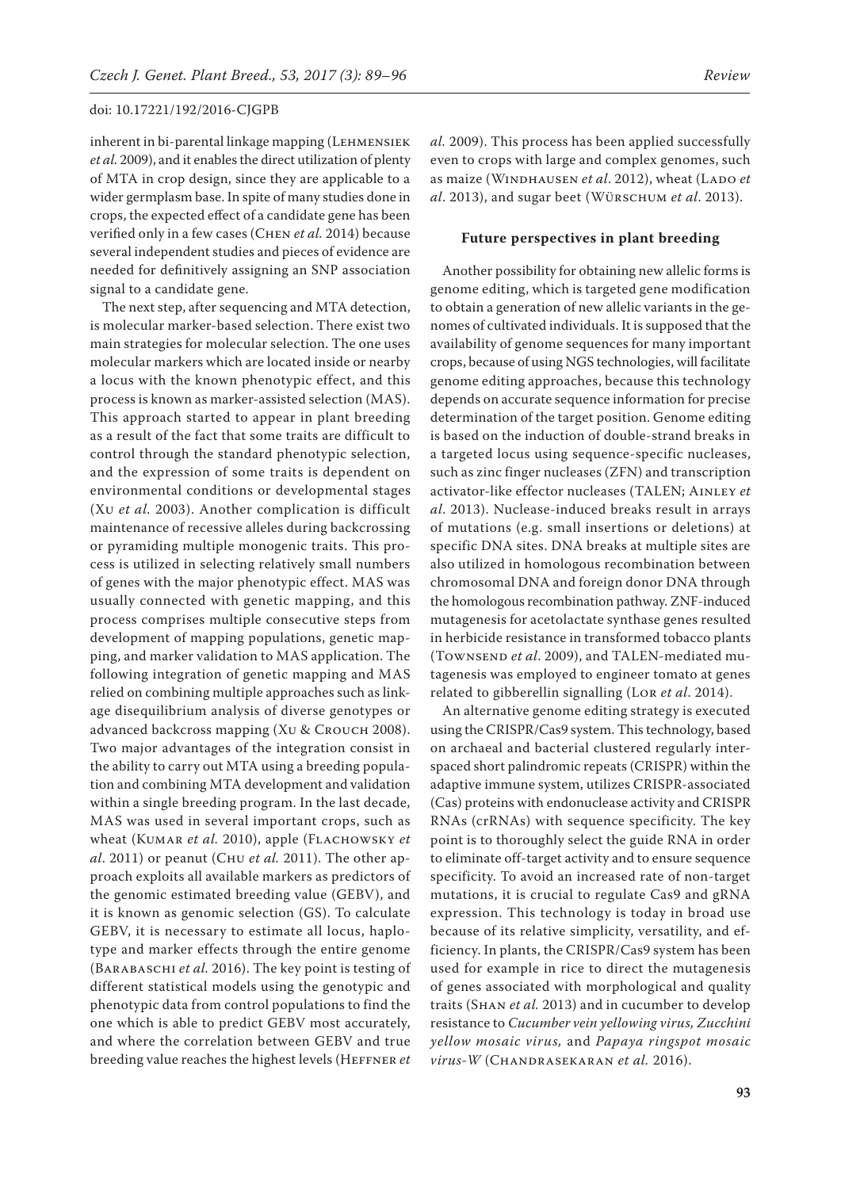inherent in bi-parental linkage mapping (Lehmensiek *et al.* 2009), and it enables the direct utilization of plenty of MTA in crop design, since they are applicable to a wider germplasm base. In spite of many studies done in crops, the expected effect of a candidate gene has been verified only in a few cases (Chen *et al.* 2014) because several independent studies and pieces of evidence are needed for definitively assigning an SNP association signal to a candidate gene.

The next step, after sequencing and MTA detection, is molecular marker-based selection. There exist two main strategies for molecular selection. The one uses molecular markers which are located inside or nearby a locus with the known phenotypic effect, and this process is known as marker-assisted selection (MAS). This approach started to appear in plant breeding as a result of the fact that some traits are difficult to control through the standard phenotypic selection, and the expression of some traits is dependent on environmental conditions or developmental stages (Xu *et al.* 2003). Another complication is difficult maintenance of recessive alleles during backcrossing or pyramiding multiple monogenic traits. This process is utilized in selecting relatively small numbers of genes with the major phenotypic effect. MAS was usually connected with genetic mapping, and this process comprises multiple consecutive steps from development of mapping populations, genetic mapping, and marker validation to MAS application. The following integration of genetic mapping and MAS relied on combining multiple approaches such as linkage disequilibrium analysis of diverse genotypes or advanced backcross mapping (Xu & Crouch 2008). Two major advantages of the integration consist in the ability to carry out MTA using a breeding population and combining MTA development and validation within a single breeding program. In the last decade, MAS was used in several important crops, such as wheat (Kumar *et al.* 2010), apple (Flachowsky *et al*. 2011) or peanut (Chu *et al.* 2011). The other approach exploits all available markers as predictors of the genomic estimated breeding value (GEBV), and it is known as genomic selection (GS). To calculate GEBV, it is necessary to estimate all locus, haplotype and marker effects through the entire genome (Barabaschi *et al.* 2016). The key point is testing of different statistical models using the genotypic and phenotypic data from control populations to find the one which is able to predict GEBV most accurately, and where the correlation between GEBV and true breeding value reaches the highest levels (Heffner *et al.* 2009). This process has been applied successfully even to crops with large and complex genomes, such as maize (Windhausen *et al*. 2012), wheat (Lado *et al*. 2013), and sugar beet (Würschum *et al*. 2013).

## Future perspectives in plant breeding

Another possibility for obtaining new allelic forms is genome editing, which is targeted gene modification to obtain a generation of new allelic variants in the genomes of cultivated individuals. It is supposed that the availability of genome sequences for many important crops, because of using NGS technologies, will facilitate genome editing approaches, because this technology depends on accurate sequence information for precise determination of the target position. Genome editing is based on the induction of double-strand breaks in a targeted locus using sequence-specific nucleases, such as zinc finger nucleases (ZFN) and transcription activator-like effector nucleases (TALEN; Ainley *et al*. 2013). Nuclease-induced breaks result in arrays of mutations (e.g. small insertions or deletions) at specific DNA sites. DNA breaks at multiple sites are also utilized in homologous recombination between chromosomal DNA and foreign donor DNA through the homologous recombination pathway. ZNF-induced mutagenesis for acetolactate synthase genes resulted in herbicide resistance in transformed tobacco plants (Townsend *et al*. 2009), and TALEN-mediated mutagenesis was employed to engineer tomato at genes related to gibberellin signalling (Lor *et al*. 2014).

An alternative genome editing strategy is executed using the CRISPR/Cas9 system. This technology, based on archaeal and bacterial clustered regularly interspaced short palindromic repeats (CRISPR) within the adaptive immune system, utilizes CRISPR-associated (Cas) proteins with endonuclease activity and CRISPR RNAs (crRNAs) with sequence specificity. The key point is to thoroughly select the guide RNA in order to eliminate off-target activity and to ensure sequence specificity. To avoid an increased rate of non-target mutations, it is crucial to regulate Cas9 and gRNA expression. This technology is today in broad use because of its relative simplicity, versatility, and efficiency. In plants, the CRISPR/Cas9 system has been used for example in rice to direct the mutagenesis of genes associated with morphological and quality traits (Shan *et al.* 2013) and in cucumber to develop resistance to *Cucumber vein yellowing virus, Zucchini yellow mosaic virus,* and *Papaya ringspot mosaic virus-W* (Chandrasekaran *et al.* 2016).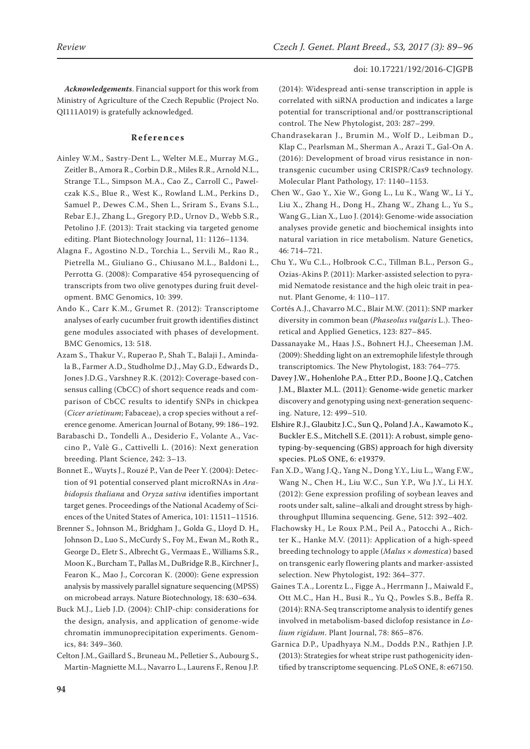*Acknowledgements*. Financial support for this work from Ministry of Agriculture of the Czech Republic (Project No. QI111A019) is gratefully acknowledged.

## References

Ainley W.M., Sastry-Dent L., Welter M.E., Murray M.G., Zeitler B., Amora R., Corbin D.R., Miles R.R., Arnold N.L., Strange T.L., Simpson M.A., Cao Z., Carroll C., Pawelczak K.S., Blue R., West K., Rowland L.M., Perkins D., Samuel P., Dewes C.M., Shen L., Sriram S., Evans S.L., Rebar E.J., Zhang L., Gregory P.D., Urnov D., Webb S.R., Petolino J.F. (2013): Trait stacking via targeted genome editing. Plant Biotechnology Journal, 11: 1126–1134.

Alagna F., Agostino N.D., Torchia L., Servili M., Rao R., Pietrella M., Giuliano G., Chiusano M.L., Baldoni L., Perrotta G. (2008): Comparative 454 pyrosequencing of transcripts from two olive genotypes during fruit development. BMC Genomics, 10: 399.

Ando K., Carr K.M., Grumet R. (2012): Transcriptome analyses of early cucumber fruit growth identifies distinct gene modules associated with phases of development. BMC Genomics, 13: 518.

Azam S., Thakur V., Ruperao P., Shah T., Balaji J., Amindala B., Farmer A.D., Studholme D.J., May G.D., Edwards D., Jones J.D.G., Varshney R.K. (2012): Coverage-based consensus calling (CbCC) of short sequence reads and comparison of CbCC results to identify SNPs in chickpea (*Cicer arietinum*; Fabaceae), a crop species without a reference genome. American Journal of Botany, 99: 186–192.

Barabaschi D., Tondelli A., Desiderio F., Volante A., Vaccino P., Valè G., Cattivelli L. (2016): Next generation breeding. Plant Science, 242: 3–13.

Bonnet E., Wuyts J., Rouzé P., Van de Peer Y. (2004): Detection of 91 potential conserved plant microRNAs in *Arabidopsis thaliana* and *Oryza sativa* identifies important target genes. Proceedings of the National Academy of Sciences of the United States of America, 101: 11511–11516.

Brenner S., Johnson M., Bridgham J., Golda G., Lloyd D. H., Johnson D., Luo S., McCurdy S., Foy M., Ewan M., Roth R., George D., Eletr S., Albrecht G., Vermaas E., Williams S.R., Moon K., Burcham T., Pallas M., DuBridge R.B., Kirchner J., Fearon K., Mao J., Corcoran K. (2000): Gene expression analysis by massively parallel signature sequencing (MPSS) on microbead arrays. Nature Biotechnology, 18: 630–634.

Buck M.J., Lieb J.D. (2004): ChIP-chip: considerations for the design, analysis, and application of genome-wide chromatin immunoprecipitation experiments. Genomics, 84: 349–360.

Celton J.M., Gaillard S., Bruneau M., Pelletier S., Aubourg S., Martin-Magniette M.L., Navarro L., Laurens F., Renou J.P. (2014): Widespread anti-sense transcription in apple is correlated with siRNA production and indicates a large potential for transcriptional and/or posttranscriptional control. The New Phytologist, 203: 287–299.

Chandrasekaran J., Brumin M., Wolf D., Leibman D., Klap C., Pearlsman M., Sherman A., Arazi T., Gal-On A. (2016): Development of broad virus resistance in non-transgenic cucumber using CRISPR/Cas9 technology. Molecular Plant Pathology, 17: 1140–1153.

Chen W., Gao Y., Xie W., Gong L., Lu K., Wang W., Li Y., Liu X., Zhang H., Dong H., Zhang W., Zhang L., Yu S., Wang G., Lian X., Luo J. (2014): Genome-wide association analyses provide genetic and biochemical insights into natural variation in rice metabolism. Nature Genetics, 46: 714–721.

Chu Y., Wu C.L., Holbrook C.C., Tillman B.L., Person G., Ozias-Akins P. (2011): Marker-assisted selection to pyramid Nematode resistance and the high oleic trait in peanut. Plant Genome, 4: 110–117.

Cortés A.J., Chavarro M.C., Blair M.W. (2011): SNP marker diversity in common bean (*Phaseolus vulgaris* L.). Theoretical and Applied Genetics, 123: 827–845.

Dassanayake M., Haas J.S., Bohnert H.J., Cheeseman J.M. (2009): Shedding light on an extremophile lifestyle through transcriptomics. The New Phytologist, 183: 764–775.

Davey J.W., Hohenlohe P.A., Etter P.D., Boone J.Q., Catchen J.M., Blaxter M.L. (2011): Genome-wide genetic marker discovery and genotyping using next-generation sequencing. Nature, 12: 499–510.

Elshire R.J., Glaubitz J.C., Sun Q., Poland J.A., Kawamoto K., Buckler E.S., Mitchell S.E. (2011): A robust, simple genotyping-by-sequencing (GBS) approach for high diversity species. PLoS ONE, 6: e19379.

Fan X.D., Wang J.Q., Yang N., Dong Y.Y., Liu L., Wang F.W., Wang N., Chen H., Liu W.C., Sun Y.P., Wu J.Y., Li H.Y. (2012): Gene expression profiling of soybean leaves and roots under salt, saline–alkali and drought stress by high-throughput Illumina sequencing. Gene, 512: 392–402.

Flachowsky H., Le Roux P.M., Peil A., Patocchi A., Richter K., Hanke M.V. (2011): Application of a high-speed breeding technology to apple (*Malus* × *domestica*) based on transgenic early flowering plants and marker-assisted selection. New Phytologist, 192: 364–377.

Gaines T.A., Lorentz L., Figge A., Herrmann J., Maiwald F., Ott M.C., Han H., Busi R., Yu Q., Powles S.B., Beffa R. (2014): RNA-Seq transcriptome analysis to identify genes involved in metabolism-based diclofop resistance in *Lolium rigidum*. Plant Journal, 78: 865–876.

Garnica D.P., Upadhyaya N.M., Dodds P.N., Rathjen J.P. (2013): Strategies for wheat stripe rust pathogenicity identified by transcriptome sequencing. PLoS ONE, 8: e67150.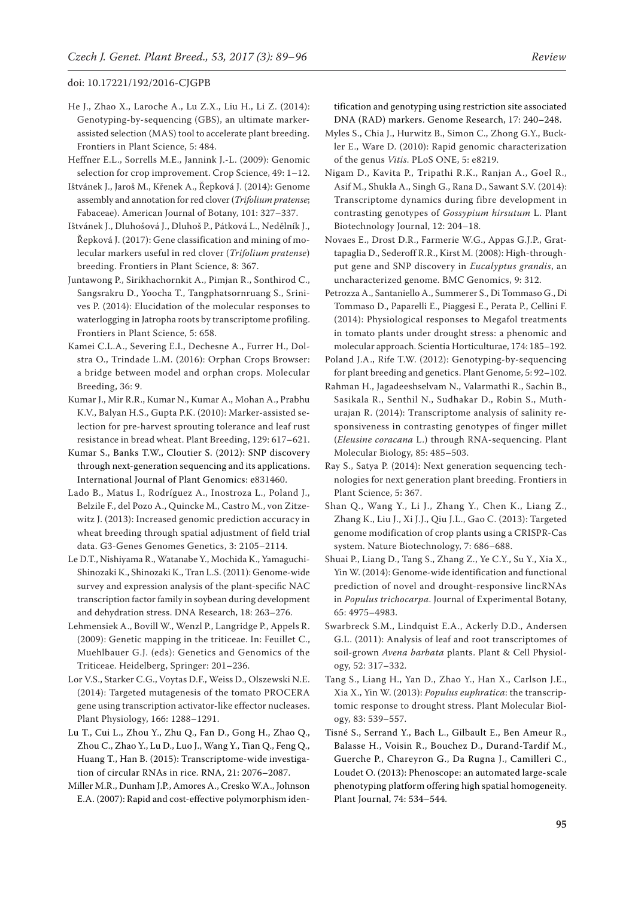He J., Zhao X., Laroche A., Lu Z.X., Liu H., Li Z. (2014): Genotyping-by-sequencing (GBS), an ultimate marker-assisted selection (MAS) tool to accelerate plant breeding. Frontiers in Plant Science, 5: 484.

Heffner E.L., Sorrells M.E., Jannink J.-L. (2009): Genomic selection for crop improvement. Crop Science, 49: 1–12.

Ištvánek J., Jaroš M., Křenek A., Řepková J. (2014): Genome assembly and annotation for red clover (*Trifolium pratense*; Fabaceae). American Journal of Botany, 101: 327–337.

Ištvánek J., Dluhošová J., Dluhoš P., Pátková L., Nedělník J., Řepková J. (2017): Gene classification and mining of molecular markers useful in red clover (*Trifolium pratense*) breeding. Frontiers in Plant Science, 8: 367.

Juntawong P., Sirikhachornkit A., Pimjan R., Sonthirod C., Sangsrakru D., Yoocha T., Tangphatsornruang S., Srinives P. (2014): Elucidation of the molecular responses to waterlogging in Jatropha roots by transcriptome profiling. Frontiers in Plant Science, 5: 658.

Kamei C.L.A., Severing E.I., Dechesne A., Furrer H., Dolstra O., Trindade L.M. (2016): Orphan Crops Browser: a bridge between model and orphan crops. Molecular Breeding, 36: 9.

Kumar J., Mir R.R., Kumar N., Kumar A., Mohan A., Prabhu K.V., Balyan H.S., Gupta P.K. (2010): Marker-assisted selection for pre-harvest sprouting tolerance and leaf rust resistance in bread wheat. Plant Breeding, 129: 617–621.

Kumar S., Banks T.W., Cloutier S. (2012): SNP discovery through next-generation sequencing and its applications. International Journal of Plant Genomics: e831460.

Lado B., Matus I., Rodríguez A., Inostroza L., Poland J., Belzile F., del Pozo A., Quincke M., Castro M., von Zitzewitz J. (2013): Increased genomic prediction accuracy in wheat breeding through spatial adjustment of field trial data. G3-Genes Genomes Genetics, 3: 2105–2114.

Le D.T., Nishiyama R., Watanabe Y., Mochida K., Yamaguchi-Shinozaki K., Shinozaki K., Tran L.S. (2011): Genome-wide survey and expression analysis of the plant-specific NAC transcription factor family in soybean during development and dehydration stress. DNA Research, 18: 263–276.

Lehmensiek A., Bovill W., Wenzl P., Langridge P., Appels R. (2009): Genetic mapping in the triticeae. In: Feuillet C., Muehlbauer G.J. (eds): Genetics and Genomics of the Triticeae. Heidelberg, Springer: 201–236.

Lor V.S., Starker C.G., Voytas D.F., Weiss D., Olszewski N.E. (2014): Targeted mutagenesis of the tomato PROCERA gene using transcription activator-like effector nucleases. Plant Physiology, 166: 1288–1291.

Lu T., Cui L., Zhou Y., Zhu Q., Fan D., Gong H., Zhao Q., Zhou C., Zhao Y., Lu D., Luo J., Wang Y., Tian Q., Feng Q., Huang T., Han B. (2015): Transcriptome-wide investigation of circular RNAs in rice. RNA, 21: 2076–2087.

Miller M.R., Dunham J.P., Amores A., Cresko W.A., Johnson E.A. (2007): Rapid and cost-effective polymorphism identification and genotyping using restriction site associated DNA (RAD) markers. Genome Research, 17: 240–248.

Myles S., Chia J., Hurwitz B., Simon C., Zhong G.Y., Buckler E., Ware D. (2010): Rapid genomic characterization of the genus *Vitis*. PLoS ONE, 5: e8219.

Nigam D., Kavita P., Tripathi R.K., Ranjan A., Goel R., Asif M., Shukla A., Singh G., Rana D., Sawant S.V. (2014): Transcriptome dynamics during fibre development in contrasting genotypes of *Gossypium hirsutum* L. Plant Biotechnology Journal, 12: 204–18.

Novaes E., Drost D.R., Farmerie W.G., Appas G.J.P., Grattapaglia D., Sederoff R.R., Kirst M. (2008): High-throughput gene and SNP discovery in *Eucalyptus grandis*, an uncharacterized genome. BMC Genomics, 9: 312.

Petrozza A., Santaniello A., Summerer S., Di Tommaso G., Di Tommaso D., Paparelli E., Piaggesi E., Perata P., Cellini F. (2014): Physiological responses to Megafol treatments in tomato plants under drought stress: a phenomic and molecular approach. Scientia Horticulturae, 174: 185–192.

Poland J.A., Rife T.W. (2012): Genotyping-by-sequencing for plant breeding and genetics. Plant Genome, 5: 92–102.

Rahman H., Jagadeeshselvam N., Valarmathi R., Sachin B., Sasikala R., Senthil N., Sudhakar D., Robin S., Muthurajan R. (2014): Transcriptome analysis of salinity responsiveness in contrasting genotypes of finger millet (*Eleusine coracana* L.) through RNA-sequencing. Plant Molecular Biology, 85: 485–503.

Ray S., Satya P. (2014): Next generation sequencing technologies for next generation plant breeding. Frontiers in Plant Science, 5: 367.

Shan Q., Wang Y., Li J., Zhang Y., Chen K., Liang Z., Zhang K., Liu J., Xi J.J., Qiu J.L., Gao C. (2013): Targeted genome modification of crop plants using a CRISPR-Cas system. Nature Biotechnology, 7: 686–688.

Shuai P., Liang D., Tang S., Zhang Z., Ye C.Y., Su Y., Xia X., Yin W. (2014): Genome-wide identification and functional prediction of novel and drought-responsive lincRNAs in *Populus trichocarpa*. Journal of Experimental Botany, 65: 4975–4983.

Swarbreck S.M., Lindquist E.A., Ackerly D.D., Andersen G.L. (2011): Analysis of leaf and root transcriptomes of soil-grown *Avena barbata* plants. Plant & Cell Physiology, 52: 317–332.

Tang S., Liang H., Yan D., Zhao Y., Han X., Carlson J.E., Xia X., Yin W. (2013): *Populus euphratica*: the transcriptomic response to drought stress. Plant Molecular Biology, 83: 539–557.

Tisné S., Serrand Y., Bach L., Gilbault E., Ben Ameur R., Balasse H., Voisin R., Bouchez D., Durand-Tardif M., Guerche P., Chareyron G., Da Rugna J., Camilleri C., Loudet O. (2013): Phenoscope: an automated large-scale phenotyping platform offering high spatial homogeneity. Plant Journal, 74: 534–544.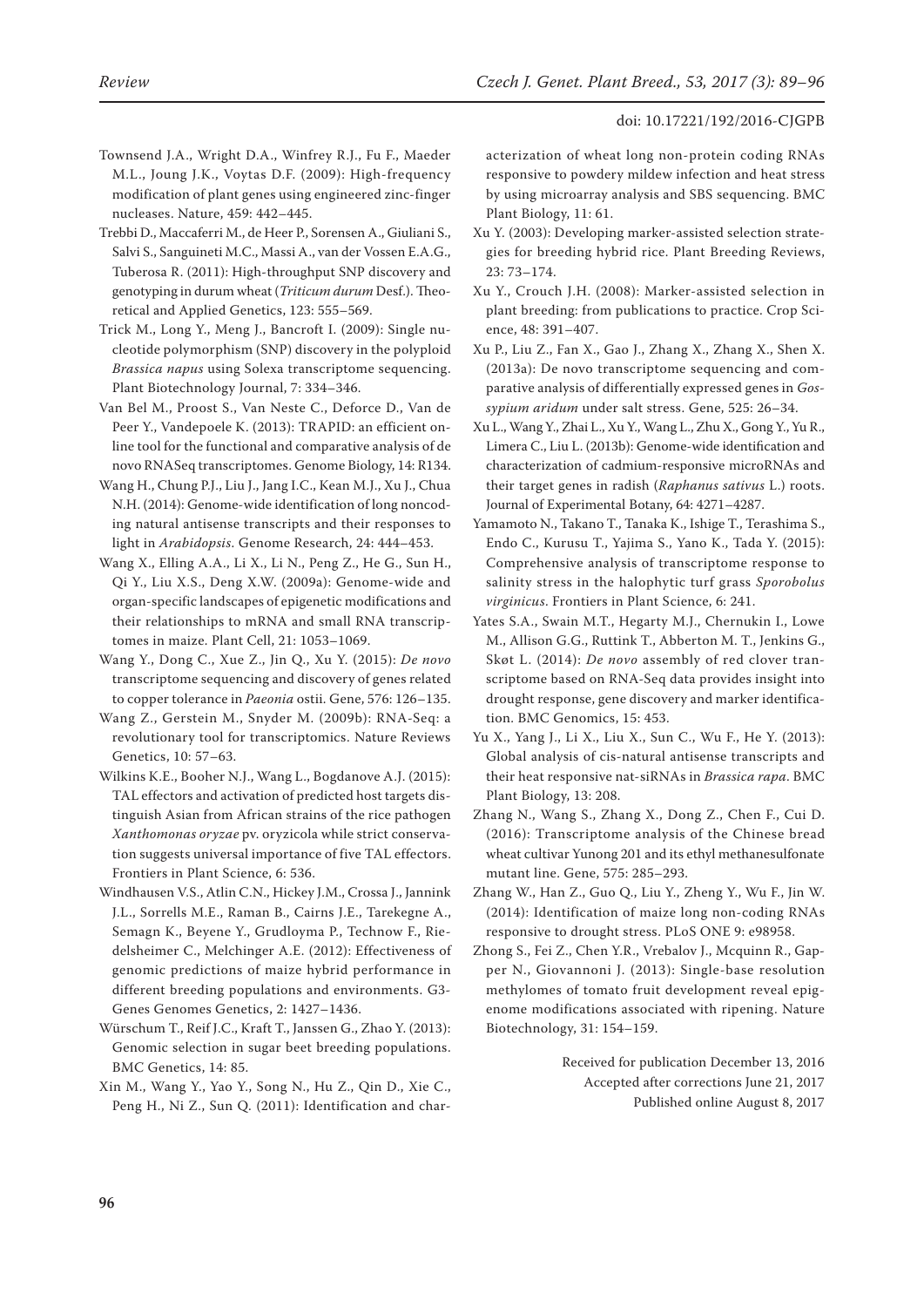Townsend J.A., Wright D.A., Winfrey R.J., Fu F., Maeder M.L., Joung J.K., Voytas D.F. (2009): High-frequency modification of plant genes using engineered zinc-finger nucleases. Nature, 459: 442–445.

Trebbi D., Maccaferri M., de Heer P., Sorensen A., Giuliani S., Salvi S., Sanguineti M.C., Massi A., van der Vossen E.A.G., Tuberosa R. (2011): High-throughput SNP discovery and genotyping in durum wheat (*Triticum durum* Desf.). Theoretical and Applied Genetics, 123: 555–569.

Trick M., Long Y., Meng J., Bancroft I. (2009): Single nucleotide polymorphism (SNP) discovery in the polyploid *Brassica napus* using Solexa transcriptome sequencing. Plant Biotechnology Journal, 7: 334–346.

Van Bel M., Proost S., Van Neste C., Deforce D., Van de Peer Y., Vandepoele K. (2013): TRAPID: an efficient online tool for the functional and comparative analysis of de novo RNASeq transcriptomes. Genome Biology, 14: R134.

Wang H., Chung P.J., Liu J., Jang I.C., Kean M.J., Xu J., Chua N.H. (2014): Genome-wide identification of long noncoding natural antisense transcripts and their responses to light in *Arabidopsis*. Genome Research, 24: 444–453.

Wang X., Elling A.A., Li X., Li N., Peng Z., He G., Sun H., Qi Y., Liu X.S., Deng X.W. (2009a): Genome-wide and organ-specific landscapes of epigenetic modifications and their relationships to mRNA and small RNA transcriptomes in maize. Plant Cell, 21: 1053–1069.

Wang Y., Dong C., Xue Z., Jin Q., Xu Y. (2015): *De novo* transcriptome sequencing and discovery of genes related to copper tolerance in *Paeonia* ostii. Gene, 576: 126–135.

Wang Z., Gerstein M., Snyder M. (2009b): RNA-Seq: a revolutionary tool for transcriptomics. Nature Reviews Genetics, 10: 57–63.

Wilkins K.E., Booher N.J., Wang L., Bogdanove A.J. (2015): TAL effectors and activation of predicted host targets distinguish Asian from African strains of the rice pathogen *Xanthomonas oryzae* pv. oryzicola while strict conservation suggests universal importance of five TAL effectors. Frontiers in Plant Science, 6: 536.

Windhausen V.S., Atlin C.N., Hickey J.M., Crossa J., Jannink J.L., Sorrells M.E., Raman B., Cairns J.E., Tarekegne A., Semagn K., Beyene Y., Grudloyma P., Technow F., Riedelsheimer C., Melchinger A.E. (2012): Effectiveness of genomic predictions of maize hybrid performance in different breeding populations and environments. G3-Genes Genomes Genetics, 2: 1427–1436.

Würschum T., Reif J.C., Kraft T., Janssen G., Zhao Y. (2013): Genomic selection in sugar beet breeding populations. BMC Genetics, 14: 85.

Xin M., Wang Y., Yao Y., Song N., Hu Z., Qin D., Xie C., Peng H., Ni Z., Sun Q. (2011): Identification and characterization of wheat long non-protein coding RNAs responsive to powdery mildew infection and heat stress by using microarray analysis and SBS sequencing. BMC Plant Biology, 11: 61.

Xu Y. (2003): Developing marker-assisted selection strategies for breeding hybrid rice. Plant Breeding Reviews, 23: 73–174.

Xu Y., Crouch J.H. (2008): Marker-assisted selection in plant breeding: from publications to practice. Crop Science, 48: 391–407.

Xu P., Liu Z., Fan X., Gao J., Zhang X., Zhang X., Shen X. (2013a): De novo transcriptome sequencing and comparative analysis of differentially expressed genes in *Gossypium aridum* under salt stress. Gene, 525: 26–34.

Xu L., Wang Y., Zhai L., Xu Y., Wang L., Zhu X., Gong Y., Yu R., Limera C., Liu L. (2013b): Genome-wide identification and characterization of cadmium-responsive microRNAs and their target genes in radish (*Raphanus sativus* L.) roots. Journal of Experimental Botany, 64: 4271–4287.

Yamamoto N., Takano T., Tanaka K., Ishige T., Terashima S., Endo C., Kurusu T., Yajima S., Yano K., Tada Y. (2015): Comprehensive analysis of transcriptome response to salinity stress in the halophytic turf grass *Sporobolus virginicus*. Frontiers in Plant Science, 6: 241.

Yates S.A., Swain M.T., Hegarty M.J., Chernukin I., Lowe M., Allison G.G., Ruttink T., Abberton M. T., Jenkins G., Skøt L. (2014): *De novo* assembly of red clover transcriptome based on RNA-Seq data provides insight into drought response, gene discovery and marker identification. BMC Genomics, 15: 453.

Yu X., Yang J., Li X., Liu X., Sun C., Wu F., He Y. (2013): Global analysis of cis-natural antisense transcripts and their heat responsive nat-siRNAs in *Brassica rapa*. BMC Plant Biology, 13: 208.

Zhang N., Wang S., Zhang X., Dong Z., Chen F., Cui D. (2016): Transcriptome analysis of the Chinese bread wheat cultivar Yunong 201 and its ethyl methanesulfonate mutant line. Gene, 575: 285–293.

Zhang W., Han Z., Guo Q., Liu Y., Zheng Y., Wu F., Jin W. (2014): Identification of maize long non-coding RNAs responsive to drought stress. PLoS ONE 9: e98958.

Zhong S., Fei Z., Chen Y.R., Vrebalov J., Mcquinn R., Gapper N., Giovannoni J. (2013): Single-base resolution methylomes of tomato fruit development reveal epigenome modifications associated with ripening. Nature Biotechnology, 31: 154–159.

Received for publication December 13, 2016
Accepted after corrections June 21, 2017
Published online August 8, 2017